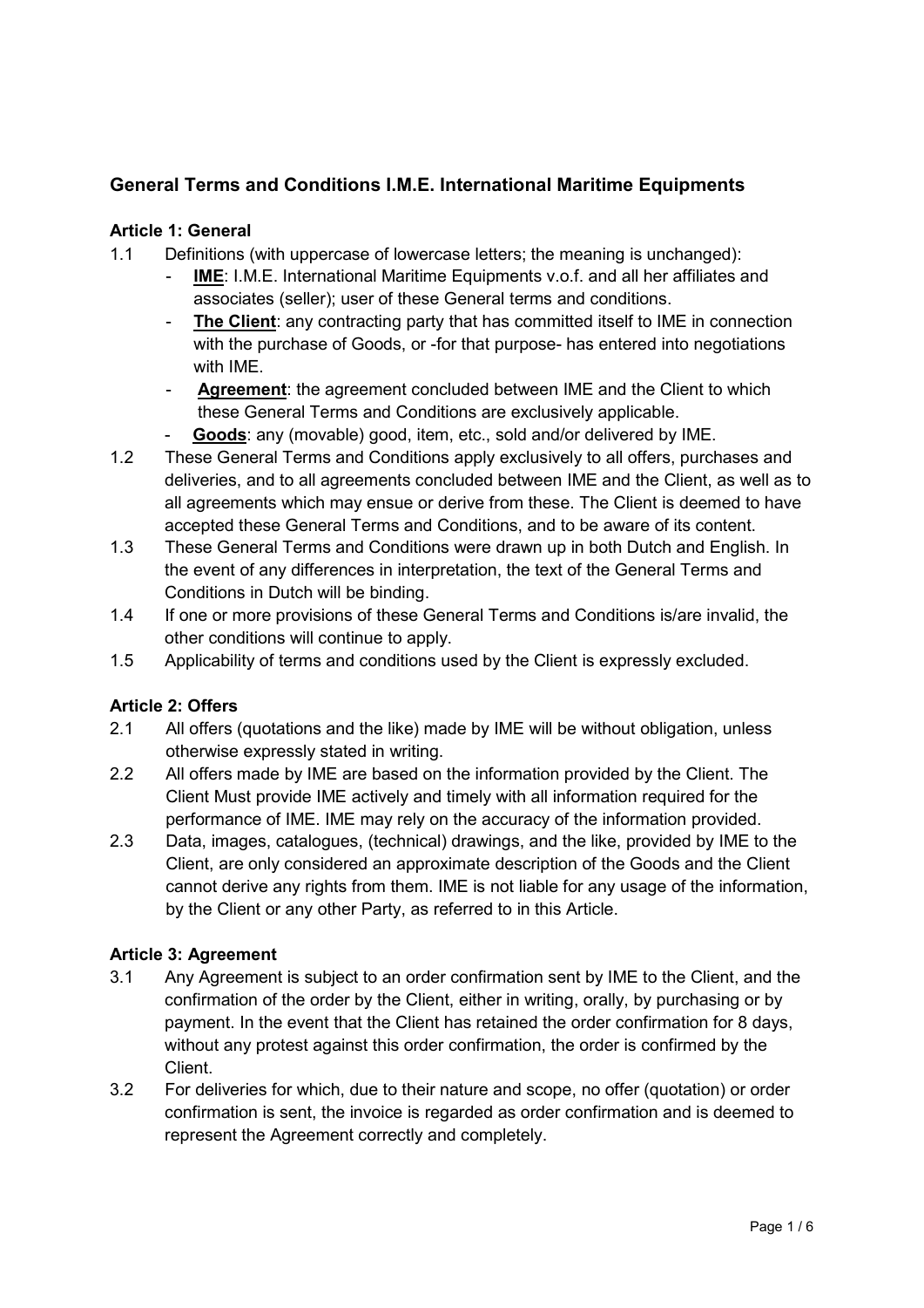## General Terms and Conditions I.M.E. International Maritime Equipments

### Article 1: General

1.1 Definitions (with uppercase of lowercase letters; the meaning is unchanged):
- **IME**: I.M.E. International Maritime Equipments v.o.f. and all her affiliates and associates (seller); user of these General terms and conditions.
- **The Client**: any contracting party that has committed itself to IME in connection with the purchase of Goods, or -for that purpose- has entered into negotiations with IME.
- **Agreement**: the agreement concluded between IME and the Client to which these General Terms and Conditions are exclusively applicable.
- **Goods**: any (movable) good, item, etc., sold and/or delivered by IME.

1.2 These General Terms and Conditions apply exclusively to all offers, purchases and deliveries, and to all agreements concluded between IME and the Client, as well as to all agreements which may ensue or derive from these. The Client is deemed to have accepted these General Terms and Conditions, and to be aware of its content.

1.3 These General Terms and Conditions were drawn up in both Dutch and English. In the event of any differences in interpretation, the text of the General Terms and Conditions in Dutch will be binding.

1.4 If one or more provisions of these General Terms and Conditions is/are invalid, the other conditions will continue to apply.

1.5 Applicability of terms and conditions used by the Client is expressly excluded.

### Article 2: Offers

2.1 All offers (quotations and the like) made by IME will be without obligation, unless otherwise expressly stated in writing.

2.2 All offers made by IME are based on the information provided by the Client. The Client Must provide IME actively and timely with all information required for the performance of IME. IME may rely on the accuracy of the information provided.

2.3 Data, images, catalogues, (technical) drawings, and the like, provided by IME to the Client, are only considered an approximate description of the Goods and the Client cannot derive any rights from them. IME is not liable for any usage of the information, by the Client or any other Party, as referred to in this Article.

### Article 3: Agreement

3.1 Any Agreement is subject to an order confirmation sent by IME to the Client, and the confirmation of the order by the Client, either in writing, orally, by purchasing or by payment. In the event that the Client has retained the order confirmation for 8 days, without any protest against this order confirmation, the order is confirmed by the Client.

3.2 For deliveries for which, due to their nature and scope, no offer (quotation) or order confirmation is sent, the invoice is regarded as order confirmation and is deemed to represent the Agreement correctly and completely.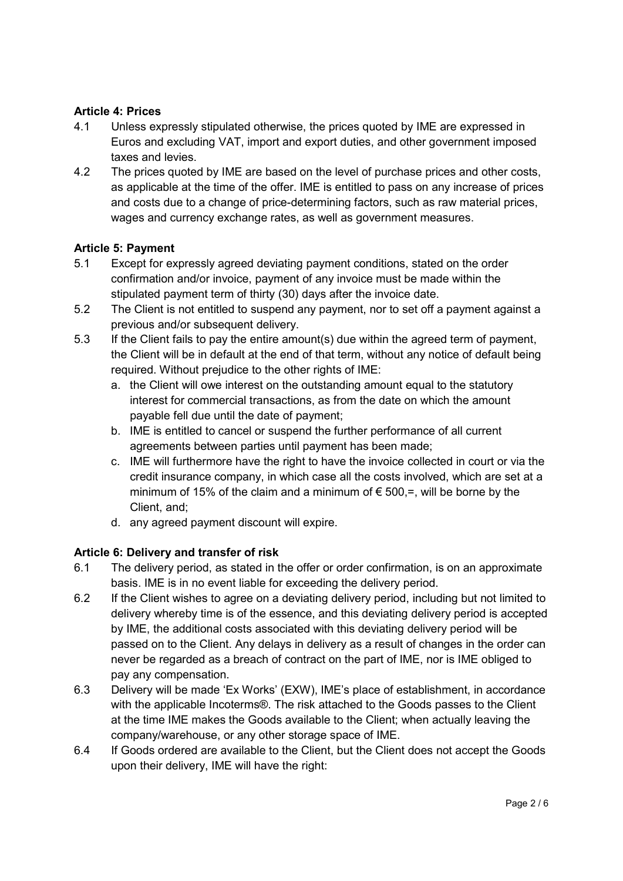### Article 4: Prices

4.1 Unless expressly stipulated otherwise, the prices quoted by IME are expressed in Euros and excluding VAT, import and export duties, and other government imposed taxes and levies.

4.2 The prices quoted by IME are based on the level of purchase prices and other costs, as applicable at the time of the offer. IME is entitled to pass on any increase of prices and costs due to a change of price-determining factors, such as raw material prices, wages and currency exchange rates, as well as government measures.

### Article 5: Payment

5.1 Except for expressly agreed deviating payment conditions, stated on the order confirmation and/or invoice, payment of any invoice must be made within the stipulated payment term of thirty (30) days after the invoice date.

5.2 The Client is not entitled to suspend any payment, nor to set off a payment against a previous and/or subsequent delivery.

5.3 If the Client fails to pay the entire amount(s) due within the agreed term of payment, the Client will be in default at the end of that term, without any notice of default being required. Without prejudice to the other rights of IME:

a. the Client will owe interest on the outstanding amount equal to the statutory interest for commercial transactions, as from the date on which the amount payable fell due until the date of payment;

b. IME is entitled to cancel or suspend the further performance of all current agreements between parties until payment has been made;

c. IME will furthermore have the right to have the invoice collected in court or via the credit insurance company, in which case all the costs involved, which are set at a minimum of 15% of the claim and a minimum of € 500,=, will be borne by the Client, and;

d. any agreed payment discount will expire.

### Article 6: Delivery and transfer of risk

6.1 The delivery period, as stated in the offer or order confirmation, is on an approximate basis. IME is in no event liable for exceeding the delivery period.

6.2 If the Client wishes to agree on a deviating delivery period, including but not limited to delivery whereby time is of the essence, and this deviating delivery period is accepted by IME, the additional costs associated with this deviating delivery period will be passed on to the Client. Any delays in delivery as a result of changes in the order can never be regarded as a breach of contract on the part of IME, nor is IME obliged to pay any compensation.

6.3 Delivery will be made 'Ex Works' (EXW), IME's place of establishment, in accordance with the applicable Incoterms®. The risk attached to the Goods passes to the Client at the time IME makes the Goods available to the Client; when actually leaving the company/warehouse, or any other storage space of IME.

6.4 If Goods ordered are available to the Client, but the Client does not accept the Goods upon their delivery, IME will have the right: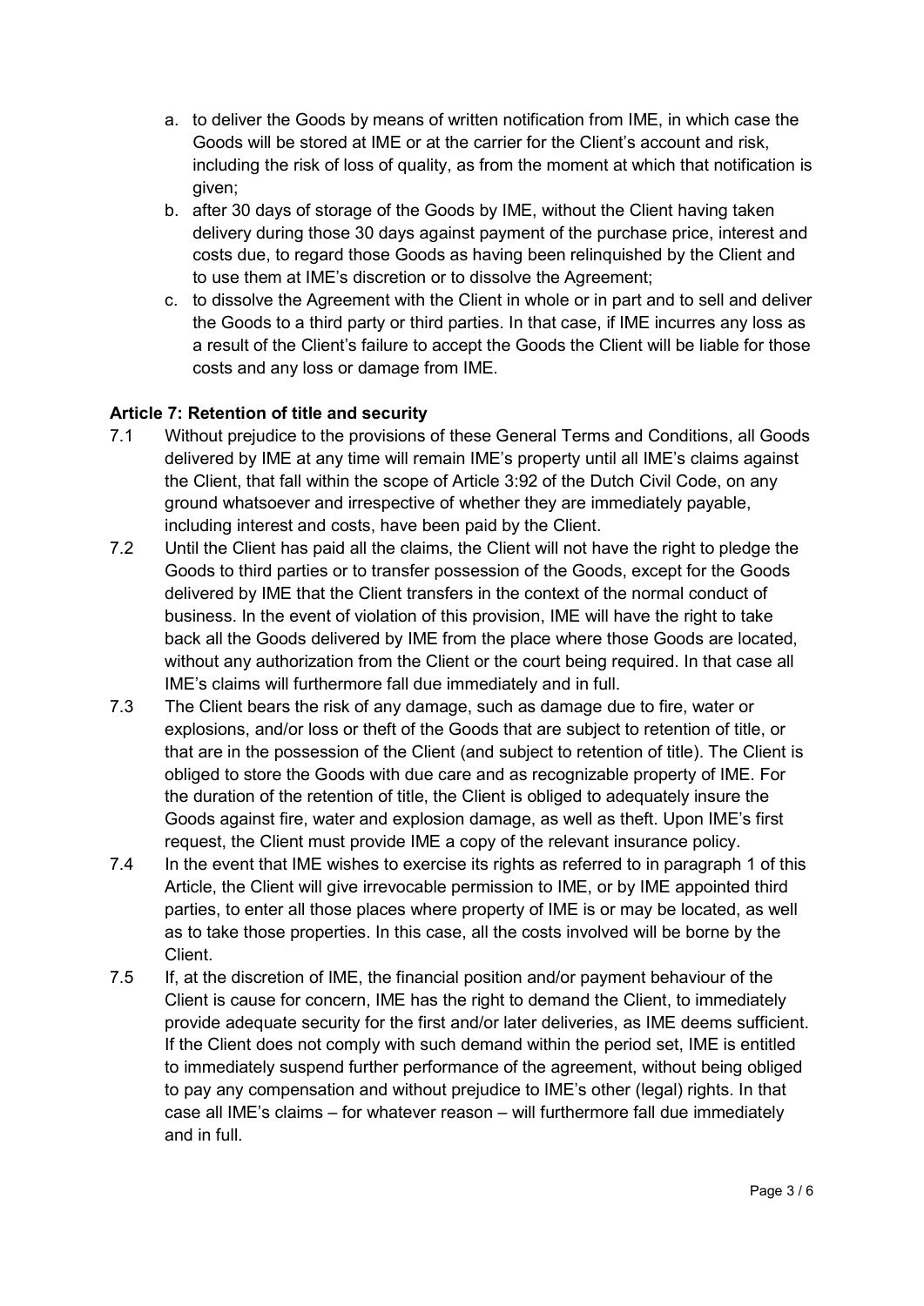a. to deliver the Goods by means of written notification from IME, in which case the Goods will be stored at IME or at the carrier for the Client's account and risk, including the risk of loss of quality, as from the moment at which that notification is given;
b. after 30 days of storage of the Goods by IME, without the Client having taken delivery during those 30 days against payment of the purchase price, interest and costs due, to regard those Goods as having been relinquished by the Client and to use them at IME's discretion or to dissolve the Agreement;
c. to dissolve the Agreement with the Client in whole or in part and to sell and deliver the Goods to a third party or third parties. In that case, if IME incurres any loss as a result of the Client's failure to accept the Goods the Client will be liable for those costs and any loss or damage from IME.

**Article 7: Retention of title and security**

7.1 Without prejudice to the provisions of these General Terms and Conditions, all Goods delivered by IME at any time will remain IME's property until all IME's claims against the Client, that fall within the scope of Article 3:92 of the Dutch Civil Code, on any ground whatsoever and irrespective of whether they are immediately payable, including interest and costs, have been paid by the Client.

7.2 Until the Client has paid all the claims, the Client will not have the right to pledge the Goods to third parties or to transfer possession of the Goods, except for the Goods delivered by IME that the Client transfers in the context of the normal conduct of business. In the event of violation of this provision, IME will have the right to take back all the Goods delivered by IME from the place where those Goods are located, without any authorization from the Client or the court being required. In that case all IME's claims will furthermore fall due immediately and in full.

7.3 The Client bears the risk of any damage, such as damage due to fire, water or explosions, and/or loss or theft of the Goods that are subject to retention of title, or that are in the possession of the Client (and subject to retention of title). The Client is obliged to store the Goods with due care and as recognizable property of IME. For the duration of the retention of title, the Client is obliged to adequately insure the Goods against fire, water and explosion damage, as well as theft. Upon IME's first request, the Client must provide IME a copy of the relevant insurance policy.

7.4 In the event that IME wishes to exercise its rights as referred to in paragraph 1 of this Article, the Client will give irrevocable permission to IME, or by IME appointed third parties, to enter all those places where property of IME is or may be located, as well as to take those properties. In this case, all the costs involved will be borne by the Client.

7.5 If, at the discretion of IME, the financial position and/or payment behaviour of the Client is cause for concern, IME has the right to demand the Client, to immediately provide adequate security for the first and/or later deliveries, as IME deems sufficient. If the Client does not comply with such demand within the period set, IME is entitled to immediately suspend further performance of the agreement, without being obliged to pay any compensation and without prejudice to IME's other (legal) rights. In that case all IME's claims – for whatever reason – will furthermore fall due immediately and in full.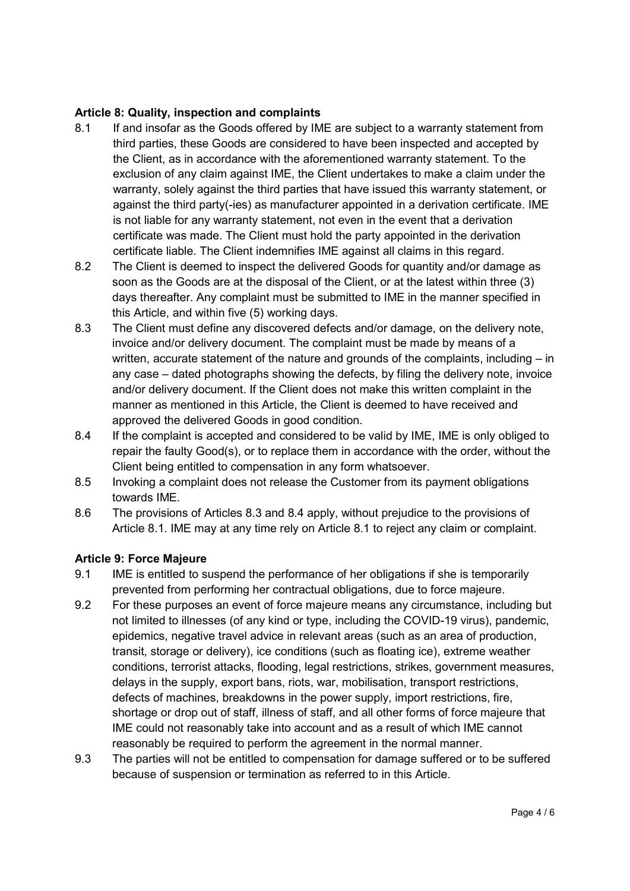### Article 8: Quality, inspection and complaints

8.1 If and insofar as the Goods offered by IME are subject to a warranty statement from third parties, these Goods are considered to have been inspected and accepted by the Client, as in accordance with the aforementioned warranty statement. To the exclusion of any claim against IME, the Client undertakes to make a claim under the warranty, solely against the third parties that have issued this warranty statement, or against the third party(-ies) as manufacturer appointed in a derivation certificate. IME is not liable for any warranty statement, not even in the event that a derivation certificate was made. The Client must hold the party appointed in the derivation certificate liable. The Client indemnifies IME against all claims in this regard.

8.2 The Client is deemed to inspect the delivered Goods for quantity and/or damage as soon as the Goods are at the disposal of the Client, or at the latest within three (3) days thereafter. Any complaint must be submitted to IME in the manner specified in this Article, and within five (5) working days.

8.3 The Client must define any discovered defects and/or damage, on the delivery note, invoice and/or delivery document. The complaint must be made by means of a written, accurate statement of the nature and grounds of the complaints, including – in any case – dated photographs showing the defects, by filing the delivery note, invoice and/or delivery document. If the Client does not make this written complaint in the manner as mentioned in this Article, the Client is deemed to have received and approved the delivered Goods in good condition.

8.4 If the complaint is accepted and considered to be valid by IME, IME is only obliged to repair the faulty Good(s), or to replace them in accordance with the order, without the Client being entitled to compensation in any form whatsoever.

8.5 Invoking a complaint does not release the Customer from its payment obligations towards IME.

8.6 The provisions of Articles 8.3 and 8.4 apply, without prejudice to the provisions of Article 8.1. IME may at any time rely on Article 8.1 to reject any claim or complaint.

### Article 9: Force Majeure

9.1 IME is entitled to suspend the performance of her obligations if she is temporarily prevented from performing her contractual obligations, due to force majeure.

9.2 For these purposes an event of force majeure means any circumstance, including but not limited to illnesses (of any kind or type, including the COVID-19 virus), pandemic, epidemics, negative travel advice in relevant areas (such as an area of production, transit, storage or delivery), ice conditions (such as floating ice), extreme weather conditions, terrorist attacks, flooding, legal restrictions, strikes, government measures, delays in the supply, export bans, riots, war, mobilisation, transport restrictions, defects of machines, breakdowns in the power supply, import restrictions, fire, shortage or drop out of staff, illness of staff, and all other forms of force majeure that IME could not reasonably take into account and as a result of which IME cannot reasonably be required to perform the agreement in the normal manner.

9.3 The parties will not be entitled to compensation for damage suffered or to be suffered because of suspension or termination as referred to in this Article.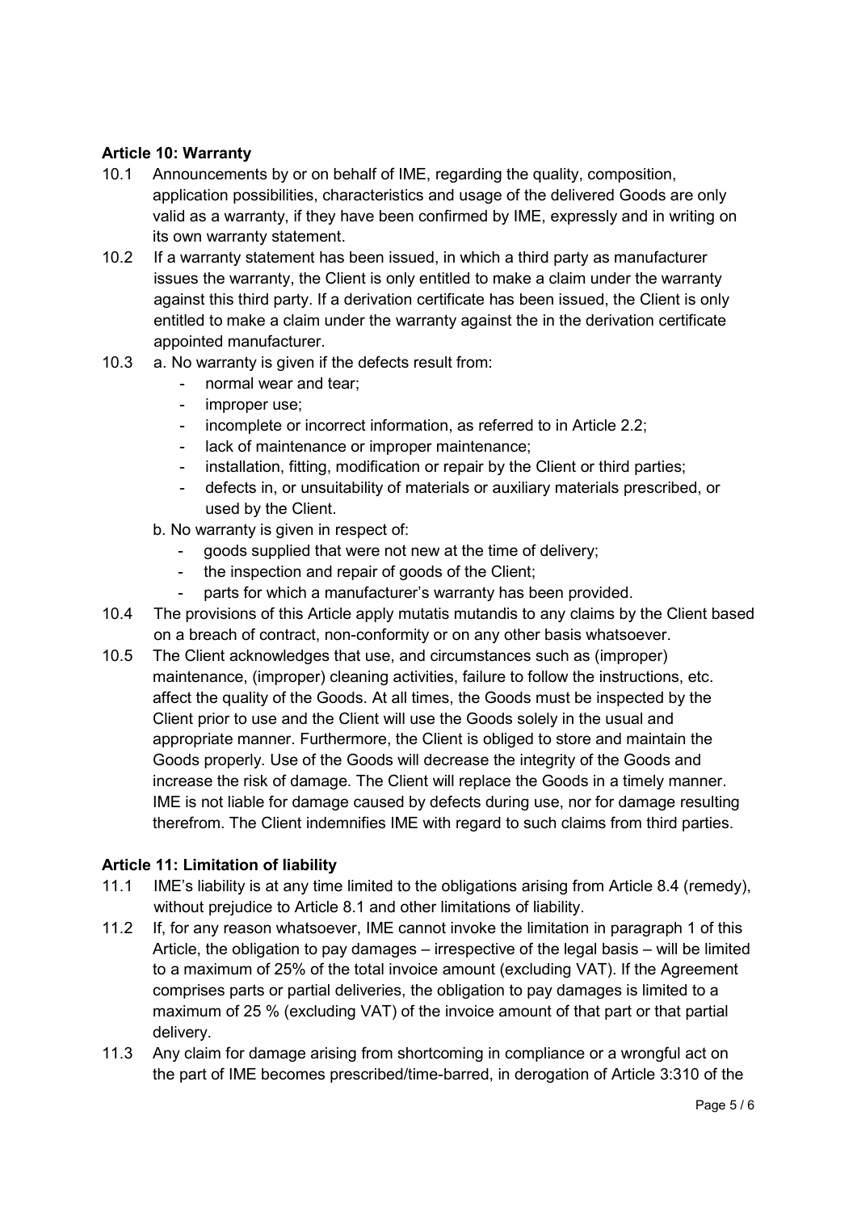### Article 10: Warranty

10.1 Announcements by or on behalf of IME, regarding the quality, composition, application possibilities, characteristics and usage of the delivered Goods are only valid as a warranty, if they have been confirmed by IME, expressly and in writing on its own warranty statement.

10.2 If a warranty statement has been issued, in which a third party as manufacturer issues the warranty, the Client is only entitled to make a claim under the warranty against this third party. If a derivation certificate has been issued, the Client is only entitled to make a claim under the warranty against the in the derivation certificate appointed manufacturer.

10.3 a. No warranty is given if the defects result from:
- normal wear and tear;
- improper use;
- incomplete or incorrect information, as referred to in Article 2.2;
- lack of maintenance or improper maintenance;
- installation, fitting, modification or repair by the Client or third parties;
- defects in, or unsuitability of materials or auxiliary materials prescribed, or used by the Client.

b. No warranty is given in respect of:
- goods supplied that were not new at the time of delivery;
- the inspection and repair of goods of the Client;
- parts for which a manufacturer's warranty has been provided.

10.4 The provisions of this Article apply mutatis mutandis to any claims by the Client based on a breach of contract, non-conformity or on any other basis whatsoever.

10.5 The Client acknowledges that use, and circumstances such as (improper) maintenance, (improper) cleaning activities, failure to follow the instructions, etc. affect the quality of the Goods. At all times, the Goods must be inspected by the Client prior to use and the Client will use the Goods solely in the usual and appropriate manner. Furthermore, the Client is obliged to store and maintain the Goods properly. Use of the Goods will decrease the integrity of the Goods and increase the risk of damage. The Client will replace the Goods in a timely manner. IME is not liable for damage caused by defects during use, nor for damage resulting therefrom. The Client indemnifies IME with regard to such claims from third parties.

### Article 11: Limitation of liability

11.1 IME's liability is at any time limited to the obligations arising from Article 8.4 (remedy), without prejudice to Article 8.1 and other limitations of liability.

11.2 If, for any reason whatsoever, IME cannot invoke the limitation in paragraph 1 of this Article, the obligation to pay damages – irrespective of the legal basis – will be limited to a maximum of 25% of the total invoice amount (excluding VAT). If the Agreement comprises parts or partial deliveries, the obligation to pay damages is limited to a maximum of 25 % (excluding VAT) of the invoice amount of that part or that partial delivery.

11.3 Any claim for damage arising from shortcoming in compliance or a wrongful act on the part of IME becomes prescribed/time-barred, in derogation of Article 3:310 of the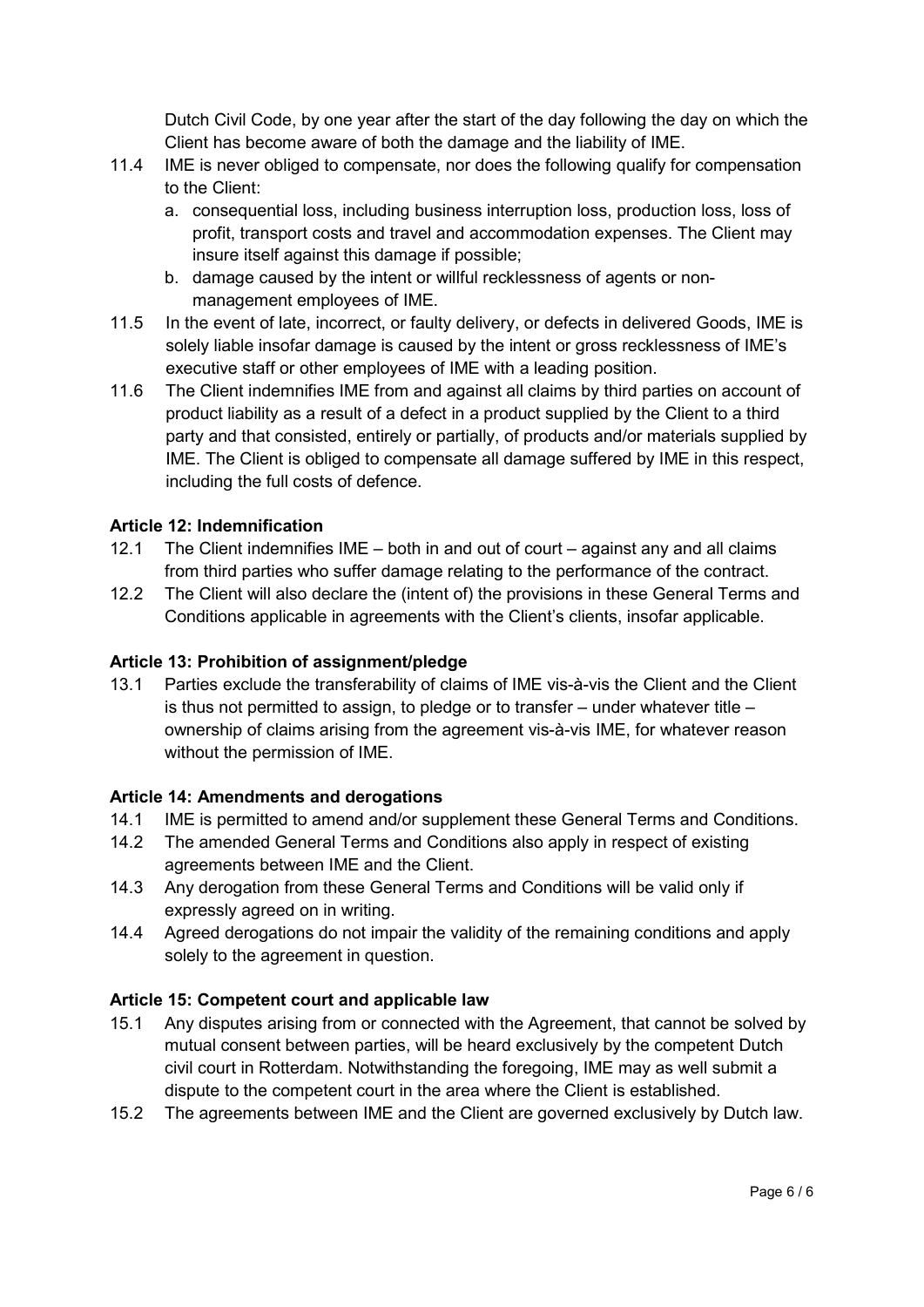Dutch Civil Code, by one year after the start of the day following the day on which the Client has become aware of both the damage and the liability of IME.

11.4 IME is never obliged to compensate, nor does the following qualify for compensation to the Client:

a. consequential loss, including business interruption loss, production loss, loss of profit, transport costs and travel and accommodation expenses. The Client may insure itself against this damage if possible;

b. damage caused by the intent or willful recklessness of agents or non-management employees of IME.

11.5 In the event of late, incorrect, or faulty delivery, or defects in delivered Goods, IME is solely liable insofar damage is caused by the intent or gross recklessness of IME's executive staff or other employees of IME with a leading position.

11.6 The Client indemnifies IME from and against all claims by third parties on account of product liability as a result of a defect in a product supplied by the Client to a third party and that consisted, entirely or partially, of products and/or materials supplied by IME. The Client is obliged to compensate all damage suffered by IME in this respect, including the full costs of defence.

**Article 12: Indemnification**

12.1 The Client indemnifies IME – both in and out of court – against any and all claims from third parties who suffer damage relating to the performance of the contract.

12.2 The Client will also declare the (intent of) the provisions in these General Terms and Conditions applicable in agreements with the Client's clients, insofar applicable.

**Article 13: Prohibition of assignment/pledge**

13.1 Parties exclude the transferability of claims of IME vis-à-vis the Client and the Client is thus not permitted to assign, to pledge or to transfer – under whatever title – ownership of claims arising from the agreement vis-à-vis IME, for whatever reason without the permission of IME.

**Article 14: Amendments and derogations**

14.1 IME is permitted to amend and/or supplement these General Terms and Conditions.

14.2 The amended General Terms and Conditions also apply in respect of existing agreements between IME and the Client.

14.3 Any derogation from these General Terms and Conditions will be valid only if expressly agreed on in writing.

14.4 Agreed derogations do not impair the validity of the remaining conditions and apply solely to the agreement in question.

**Article 15: Competent court and applicable law**

15.1 Any disputes arising from or connected with the Agreement, that cannot be solved by mutual consent between parties, will be heard exclusively by the competent Dutch civil court in Rotterdam. Notwithstanding the foregoing, IME may as well submit a dispute to the competent court in the area where the Client is established.

15.2 The agreements between IME and the Client are governed exclusively by Dutch law.